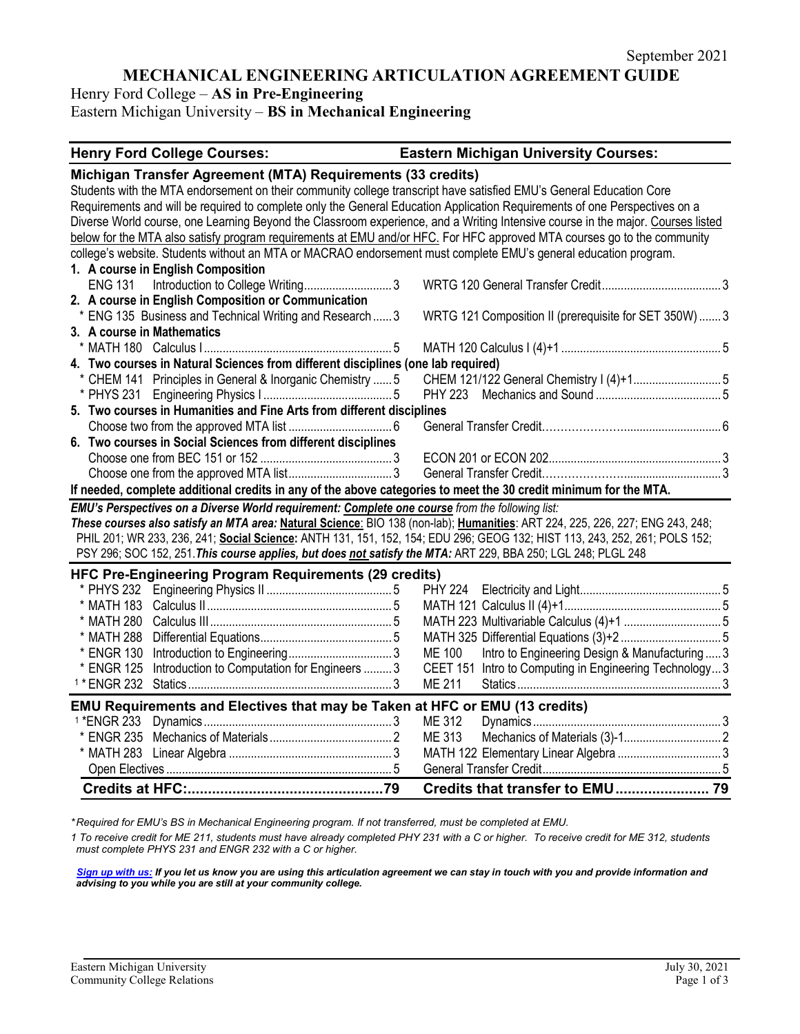September 2021

# MECHANICAL ENGINEERING ARTICULATION AGREEMENT GUIDE

Henry Ford College – **AS in Pre-Engineering**
Eastern Michigan University – **BS in Mechanical Engineering**

| Henry Ford College Courses: | Eastern Michigan University Courses: |
|---|---|
| **Michigan Transfer Agreement (MTA) Requirements (33 credits)** | |
| Students with the MTA endorsement on their community college transcript have satisfied EMU's General Education Core Requirements and will be required to complete only the General Education Application Requirements of one Perspectives on a Diverse World course, one Learning Beyond the Classroom experience, and a Writing Intensive course in the major. Courses listed below for the MTA also satisfy program requirements at EMU and/or HFC. For HFC approved MTA courses go to the community college's website. Students without an MTA or MACRAO endorsement must complete EMU's general education program. | |
| **1. A course in English Composition** | |
| ENG 131 Introduction to College Writing ............ 3 | WRTG 120 General Transfer Credit ............ 3 |
| **2. A course in English Composition or Communication** | |
| * ENG 135 Business and Technical Writing and Research ...... 3 | WRTG 121 Composition II (prerequisite for SET 350W) ....... 3 |
| **3. A course in Mathematics** | |
| * MATH 180 Calculus I ............ 5 | MATH 120 Calculus I (4)+1 ............ 5 |
| **4. Two courses in Natural Sciences from different disciplines (one lab required)** | |
| * CHEM 141 Principles in General & Inorganic Chemistry ...... 5 | CHEM 121/122 General Chemistry I (4)+1 ............ 5 |
| * PHYS 231 Engineering Physics I ............ 5 | PHY 223 Mechanics and Sound ............ 5 |
| **5. Two courses in Humanities and Fine Arts from different disciplines** | |
| Choose two from the approved MTA list ............ 6 | General Transfer Credit ............ 6 |
| **6. Two courses in Social Sciences from different disciplines** | |
| Choose one from BEC 151 or 152 ............ 3 | ECON 201 or ECON 202 ............ 3 |
| Choose one from the approved MTA list ............ 3 | General Transfer Credit ............ 3 |
| **If needed, complete additional credits in any of the above categories to meet the 30 credit minimum for the MTA.** | |
| ***EMU's Perspectives on a Diverse World requirement: Complete one course** from the following list:* ***These courses also satisfy an MTA area:*** **Natural Science**: BIO 138 (non-lab); **Humanities**: ART 224, 225, 226, 227; ENG 243, 248; PHIL 201; WR 233, 236, 241; **Social Science:** ANTH 131, 151, 152, 154; EDU 296; GEOG 132; HIST 113, 243, 252, 261; POLS 152; PSY 296; SOC 152, 251. ***This course applies, but does not satisfy the MTA:*** ART 229, BBA 250; LGL 248; PLGL 248 | |
| **HFC Pre-Engineering Program Requirements (29 credits)** | |
| * PHYS 232 Engineering Physics II ............ 5 | PHY 224 Electricity and Light ............ 5 |
| * MATH 183 Calculus II ............ 5 | MATH 121 Calculus II (4)+1 ............ 5 |
| * MATH 280 Calculus III ............ 5 | MATH 223 Multivariable Calculus (4)+1 ............ 5 |
| * MATH 288 Differential Equations ............ 5 | MATH 325 Differential Equations (3)+2 ............ 5 |
| * ENGR 130 Introduction to Engineering ............ 3 | ME 100 Intro to Engineering Design & Manufacturing ..... 3 |
| * ENGR 125 Introduction to Computation for Engineers ......... 3 | CEET 151 Intro to Computing in Engineering Technology ... 3 |
| [1] * ENGR 232 Statics ............ 3 | ME 211 Statics ............ 3 |
| **EMU Requirements and Electives that may be Taken at HFC or EMU (13 credits)** | |
| [1] *ENGR 233 Dynamics ............ 3 | ME 312 Dynamics ............ 3 |
| * ENGR 235 Mechanics of Materials ............ 2 | ME 313 Mechanics of Materials (3)-1 ............ 2 |
| * MATH 283 Linear Algebra ............ 3 | MATH 122 Elementary Linear Algebra ............ 3 |
| Open Electives ............ 5 | General Transfer Credit ............ 5 |
| **Credits at HFC: ............ 79** | **Credits that transfer to EMU ............ 79** |

*\*Required for EMU's BS in Mechanical Engineering program. If not transferred, must be completed at EMU.*

*1 To receive credit for ME 211, students must have already completed PHY 231 with a C or higher. To receive credit for ME 312, students must complete PHYS 231 and ENGR 232 with a C or higher.*

***Sign up with us:** If you let us know you are using this articulation agreement we can stay in touch with you and provide information and advising to you while you are still at your community college.*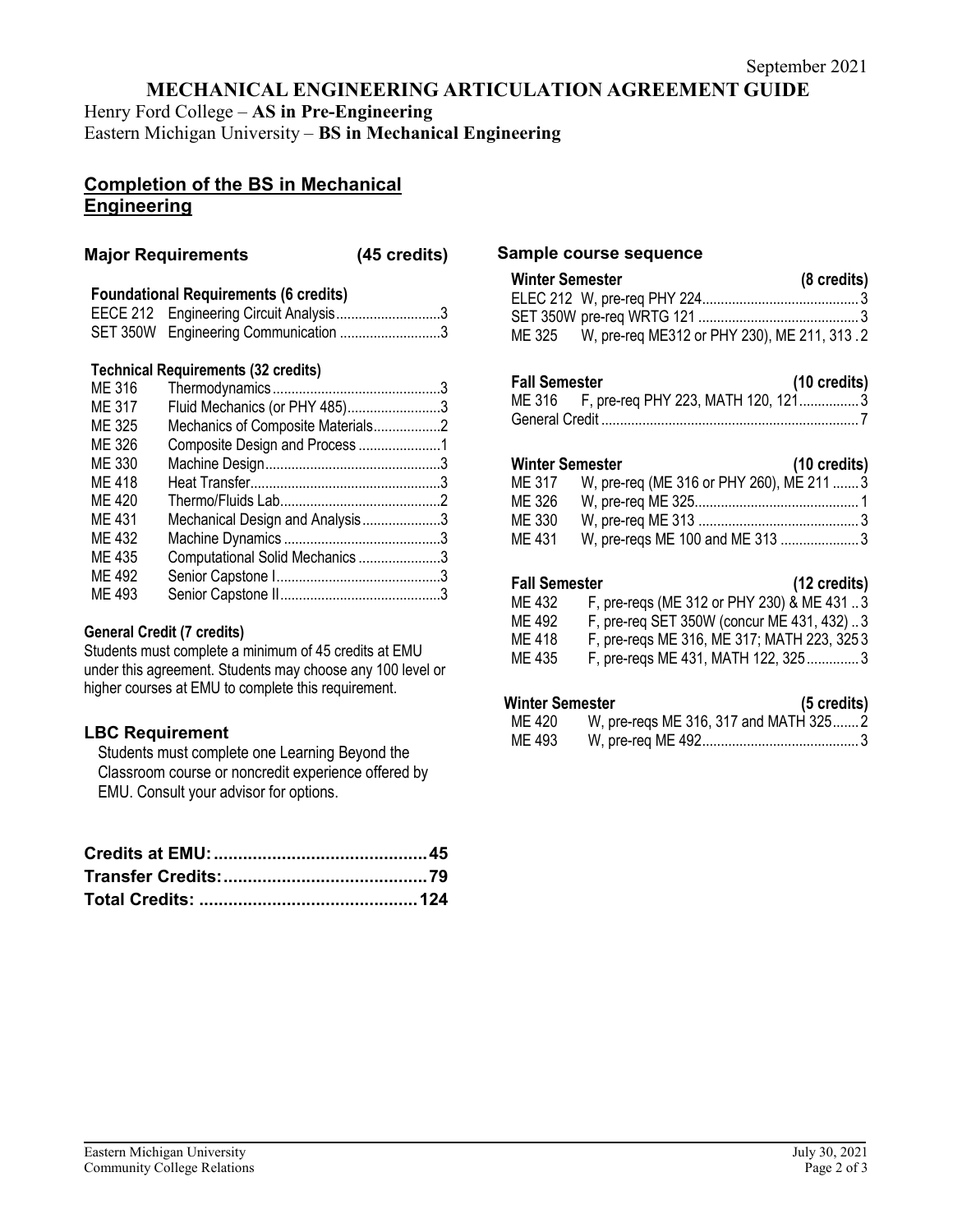September 2021

# MECHANICAL ENGINEERING ARTICULATION AGREEMENT GUIDE

Henry Ford College – **AS in Pre-Engineering**
Eastern Michigan University – **BS in Mechanical Engineering**

## Completion of the BS in Mechanical Engineering

### Major Requirements (45 credits)

**Foundational Requirements (6 credits)**

| Course | Title | Credits |
|---|---|---|
| EECE 212 | Engineering Circuit Analysis | 3 |
| SET 350W | Engineering Communication | 3 |

**Technical Requirements (32 credits)**

| Course | Title | Credits |
|---|---|---|
| ME 316 | Thermodynamics | 3 |
| ME 317 | Fluid Mechanics (or PHY 485) | 3 |
| ME 325 | Mechanics of Composite Materials | 2 |
| ME 326 | Composite Design and Process | 1 |
| ME 330 | Machine Design | 3 |
| ME 418 | Heat Transfer | 3 |
| ME 420 | Thermo/Fluids Lab | 2 |
| ME 431 | Mechanical Design and Analysis | 3 |
| ME 432 | Machine Dynamics | 3 |
| ME 435 | Computational Solid Mechanics | 3 |
| ME 492 | Senior Capstone I | 3 |
| ME 493 | Senior Capstone II | 3 |

**General Credit (7 credits)**

Students must complete a minimum of 45 credits at EMU under this agreement. Students may choose any 100 level or higher courses at EMU to complete this requirement.

### LBC Requirement

Students must complete one Learning Beyond the Classroom course or noncredit experience offered by EMU. Consult your advisor for options.

**Credits at EMU: 45**
**Transfer Credits: 79**
**Total Credits: 124**

### Sample course sequence

**Winter Semester (8 credits)**

| Course | Notes | Credits |
|---|---|---|
| ELEC 212 | W, pre-req PHY 224 | 3 |
| SET 350W | pre-req WRTG 121 | 3 |
| ME 325 | W, pre-req ME312 or PHY 230), ME 211, 313 | 2 |

**Fall Semester (10 credits)**

| Course | Notes | Credits |
|---|---|---|
| ME 316 | F, pre-req PHY 223, MATH 120, 121 | 3 |
| General Credit | | 7 |

**Winter Semester (10 credits)**

| Course | Notes | Credits |
|---|---|---|
| ME 317 | W, pre-req (ME 316 or PHY 260), ME 211 | 3 |
| ME 326 | W, pre-req ME 325 | 1 |
| ME 330 | W, pre-req ME 313 | 3 |
| ME 431 | W, pre-reqs ME 100 and ME 313 | 3 |

**Fall Semester (12 credits)**

| Course | Notes | Credits |
|---|---|---|
| ME 432 | F, pre-reqs (ME 312 or PHY 230) & ME 431 | 3 |
| ME 492 | F, pre-req SET 350W (concur ME 431, 432) | 3 |
| ME 418 | F, pre-reqs ME 316, ME 317; MATH 223, 325 | 3 |
| ME 435 | F, pre-reqs ME 431, MATH 122, 325 | 3 |

**Winter Semester (5 credits)**

| Course | Notes | Credits |
|---|---|---|
| ME 420 | W, pre-reqs ME 316, 317 and MATH 325 | 2 |
| ME 493 | W, pre-req ME 492 | 3 |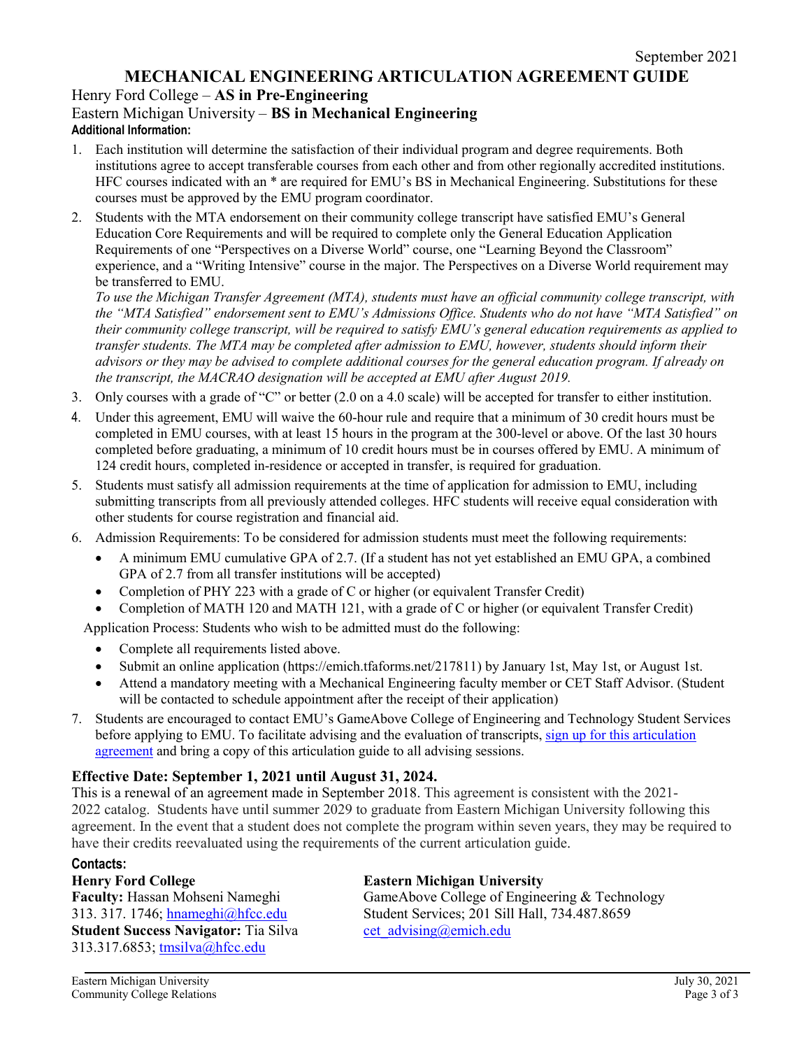September 2021

# MECHANICAL ENGINEERING ARTICULATION AGREEMENT GUIDE

## Henry Ford College – **AS in Pre-Engineering**
## Eastern Michigan University – **BS in Mechanical Engineering**

### Additional Information:

1. Each institution will determine the satisfaction of their individual program and degree requirements. Both institutions agree to accept transferable courses from each other and from other regionally accredited institutions. HFC courses indicated with an * are required for EMU's BS in Mechanical Engineering. Substitutions for these courses must be approved by the EMU program coordinator.
2. Students with the MTA endorsement on their community college transcript have satisfied EMU's General Education Core Requirements and will be required to complete only the General Education Application Requirements of one "Perspectives on a Diverse World" course, one "Learning Beyond the Classroom" experience, and a "Writing Intensive" course in the major. The Perspectives on a Diverse World requirement may be transferred to EMU.
   *To use the Michigan Transfer Agreement (MTA), students must have an official community college transcript, with the "MTA Satisfied" endorsement sent to EMU's Admissions Office. Students who do not have "MTA Satisfied" on their community college transcript, will be required to satisfy EMU's general education requirements as applied to transfer students. The MTA may be completed after admission to EMU, however, students should inform their advisors or they may be advised to complete additional courses for the general education program. If already on the transcript, the MACRAO designation will be accepted at EMU after August 2019.*
3. Only courses with a grade of "C" or better (2.0 on a 4.0 scale) will be accepted for transfer to either institution.
4. Under this agreement, EMU will waive the 60-hour rule and require that a minimum of 30 credit hours must be completed in EMU courses, with at least 15 hours in the program at the 300-level or above. Of the last 30 hours completed before graduating, a minimum of 10 credit hours must be in courses offered by EMU. A minimum of 124 credit hours, completed in-residence or accepted in transfer, is required for graduation.
5. Students must satisfy all admission requirements at the time of application for admission to EMU, including submitting transcripts from all previously attended colleges. HFC students will receive equal consideration with other students for course registration and financial aid.
6. Admission Requirements: To be considered for admission students must meet the following requirements:
   - A minimum EMU cumulative GPA of 2.7. (If a student has not yet established an EMU GPA, a combined GPA of 2.7 from all transfer institutions will be accepted)
   - Completion of PHY 223 with a grade of C or higher (or equivalent Transfer Credit)
   - Completion of MATH 120 and MATH 121, with a grade of C or higher (or equivalent Transfer Credit)

   Application Process: Students who wish to be admitted must do the following:
   - Complete all requirements listed above.
   - Submit an online application (https://emich.tfaforms.net/217811) by January 1st, May 1st, or August 1st.
   - Attend a mandatory meeting with a Mechanical Engineering faculty member or CET Staff Advisor. (Student will be contacted to schedule appointment after the receipt of their application)
7. Students are encouraged to contact EMU's GameAbove College of Engineering and Technology Student Services before applying to EMU. To facilitate advising and the evaluation of transcripts, sign up for this articulation agreement and bring a copy of this articulation guide to all advising sessions.

### Effective Date: September 1, 2021 until August 31, 2024.

This is a renewal of an agreement made in September 2018. This agreement is consistent with the 2021-2022 catalog. Students have until summer 2029 to graduate from Eastern Michigan University following this agreement. In the event that a student does not complete the program within seven years, they may be required to have their credits reevaluated using the requirements of the current articulation guide.

### Contacts:

**Henry Ford College**
**Faculty:** Hassan Mohseni Nameghi
313. 317. 1746; hnameghi@hfcc.edu
**Student Success Navigator:** Tia Silva
313.317.6853; tmsilva@hfcc.edu

**Eastern Michigan University**
GameAbove College of Engineering & Technology
Student Services; 201 Sill Hall, 734.487.8659
cet_advising@emich.edu